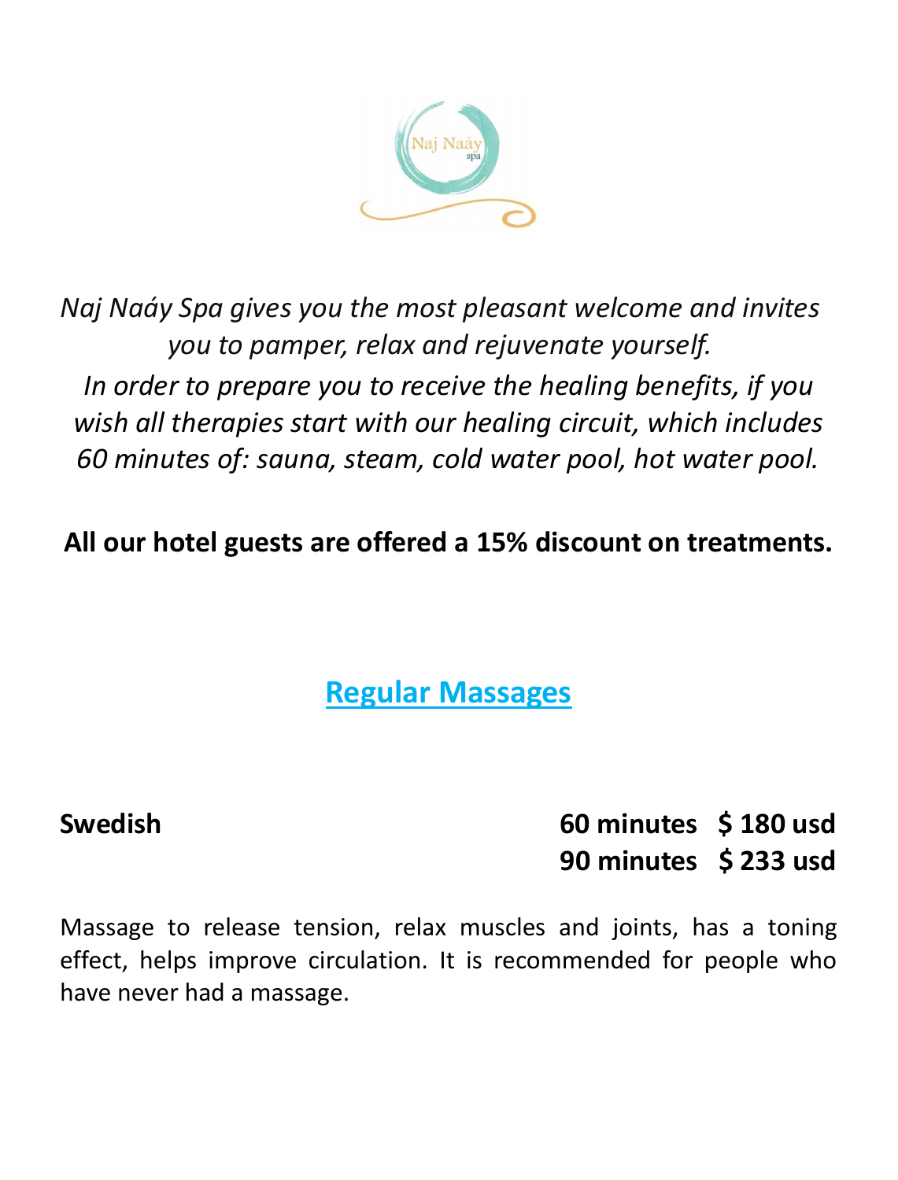*Naj Naáy Spa gives you the most pleasant welcome and invites you to pamper, relax and rejuvenate yourself.*
*In order to prepare you to receive the healing benefits, if you wish all therapies start with our healing circuit, which includes 60 minutes of: sauna, steam, cold water pool, hot water pool.*

**All our hotel guests are offered a 15% discount on treatments.**

## Regular Massages

**Swedish** **60 minutes $ 180 usd**
**90 minutes $ 233 usd**

Massage to release tension, relax muscles and joints, has a toning effect, helps improve circulation. It is recommended for people who have never had a massage.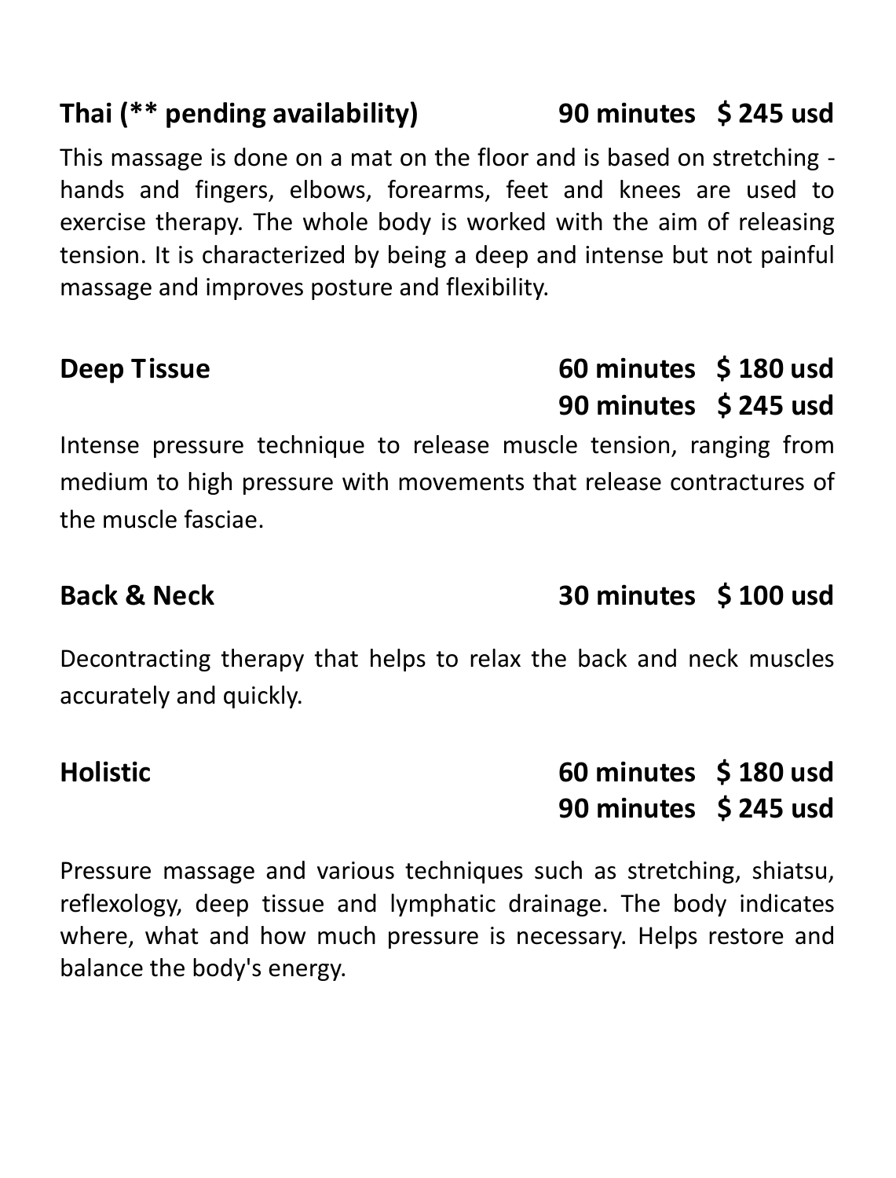**Thai (** pending availability)** **90 minutes $ 245 usd**

This massage is done on a mat on the floor and is based on stretching - hands and fingers, elbows, forearms, feet and knees are used to exercise therapy. The whole body is worked with the aim of releasing tension. It is characterized by being a deep and intense but not painful massage and improves posture and flexibility.

**Deep Tissue** **60 minutes $ 180 usd**
**90 minutes $ 245 usd**

Intense pressure technique to release muscle tension, ranging from medium to high pressure with movements that release contractures of the muscle fasciae.

**Back & Neck** **30 minutes $ 100 usd**

Decontracting therapy that helps to relax the back and neck muscles accurately and quickly.

**Holistic** **60 minutes $ 180 usd**
**90 minutes $ 245 usd**

Pressure massage and various techniques such as stretching, shiatsu, reflexology, deep tissue and lymphatic drainage. The body indicates where, what and how much pressure is necessary. Helps restore and balance the body's energy.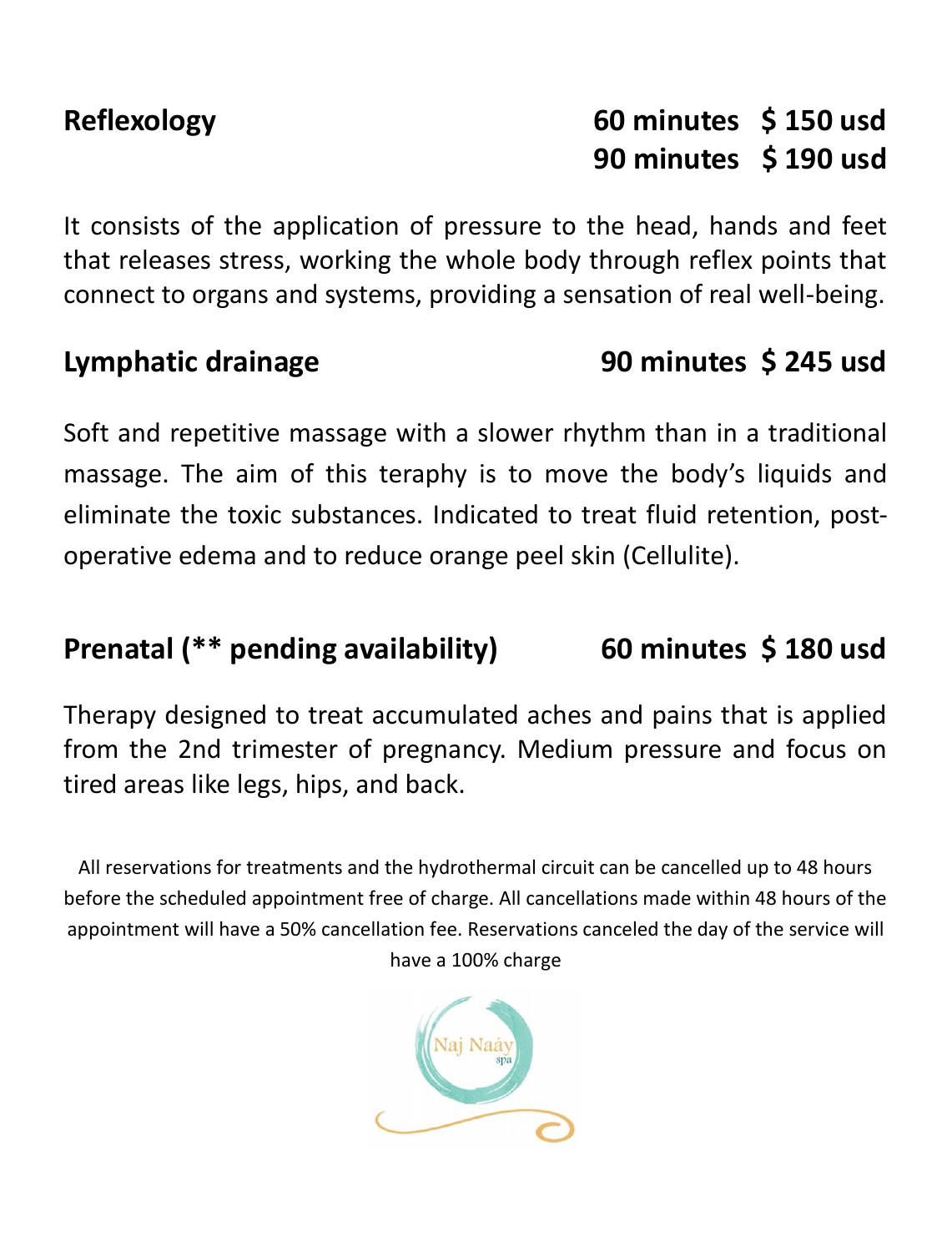**Reflexology** **60 minutes $ 150 usd**
**90 minutes $ 190 usd**

It consists of the application of pressure to the head, hands and feet that releases stress, working the whole body through reflex points that connect to organs and systems, providing a sensation of real well-being.

**Lymphatic drainage** **90 minutes $ 245 usd**

Soft and repetitive massage with a slower rhythm than in a traditional massage. The aim of this teraphy is to move the body's liquids and eliminate the toxic substances. Indicated to treat fluid retention, post-operative edema and to reduce orange peel skin (Cellulite).

**Prenatal (** pending availability)** **60 minutes $ 180 usd**

Therapy designed to treat accumulated aches and pains that is applied from the 2nd trimester of pregnancy. Medium pressure and focus on tired areas like legs, hips, and back.

All reservations for treatments and the hydrothermal circuit can be cancelled up to 48 hours before the scheduled appointment free of charge. All cancellations made within 48 hours of the appointment will have a 50% cancellation fee. Reservations canceled the day of the service will have a 100% charge

Naj Naáy spa